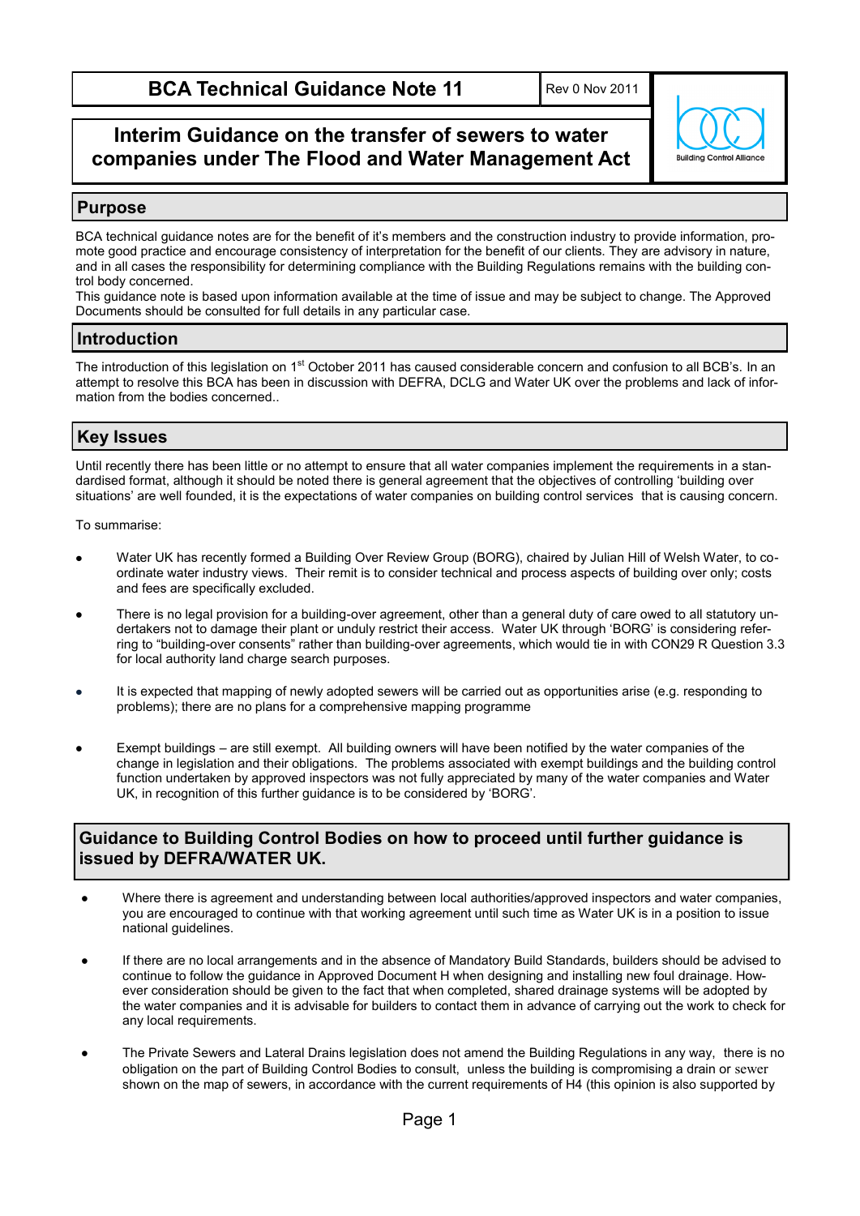# BCA Technical Guidance Note 11

Rev 0 Nov 2011

## Interim Guidance on the transfer of sewers to water companies under The Flood and Water Management Act

Building Control Alliance

## Purpose

BCA technical guidance notes are for the benefit of it's members and the construction industry to provide information, promote good practice and encourage consistency of interpretation for the benefit of our clients. They are advisory in nature, and in all cases the responsibility for determining compliance with the Building Regulations remains with the building control body concerned.

This guidance note is based upon information available at the time of issue and may be subject to change. The Approved Documents should be consulted for full details in any particular case.

## Introduction

The introduction of this legislation on 1st October 2011 has caused considerable concern and confusion to all BCB's. In an attempt to resolve this BCA has been in discussion with DEFRA, DCLG and Water UK over the problems and lack of information from the bodies concerned..

## Key Issues

Until recently there has been little or no attempt to ensure that all water companies implement the requirements in a standardised format, although it should be noted there is general agreement that the objectives of controlling 'building over situations' are well founded, it is the expectations of water companies on building control services that is causing concern.

To summarise:

- Water UK has recently formed a Building Over Review Group (BORG), chaired by Julian Hill of Welsh Water, to coordinate water industry views. Their remit is to consider technical and process aspects of building over only; costs and fees are specifically excluded.
- There is no legal provision for a building-over agreement, other than a general duty of care owed to all statutory undertakers not to damage their plant or unduly restrict their access. Water UK through 'BORG' is considering referring to "building-over consents" rather than building-over agreements, which would tie in with CON29 R Question 3.3 for local authority land charge search purposes.
- It is expected that mapping of newly adopted sewers will be carried out as opportunities arise (e.g. responding to problems); there are no plans for a comprehensive mapping programme
- Exempt buildings – are still exempt. All building owners will have been notified by the water companies of the change in legislation and their obligations. The problems associated with exempt buildings and the building control function undertaken by approved inspectors was not fully appreciated by many of the water companies and Water UK, in recognition of this further guidance is to be considered by 'BORG'.

## Guidance to Building Control Bodies on how to proceed until further guidance is issued by DEFRA/WATER UK.

- Where there is agreement and understanding between local authorities/approved inspectors and water companies, you are encouraged to continue with that working agreement until such time as Water UK is in a position to issue national guidelines.
- If there are no local arrangements and in the absence of Mandatory Build Standards, builders should be advised to continue to follow the guidance in Approved Document H when designing and installing new foul drainage. However consideration should be given to the fact that when completed, shared drainage systems will be adopted by the water companies and it is advisable for builders to contact them in advance of carrying out the work to check for any local requirements.
- The Private Sewers and Lateral Drains legislation does not amend the Building Regulations in any way, there is no obligation on the part of Building Control Bodies to consult, unless the building is compromising a drain or sewer shown on the map of sewers, in accordance with the current requirements of H4 (this opinion is also supported by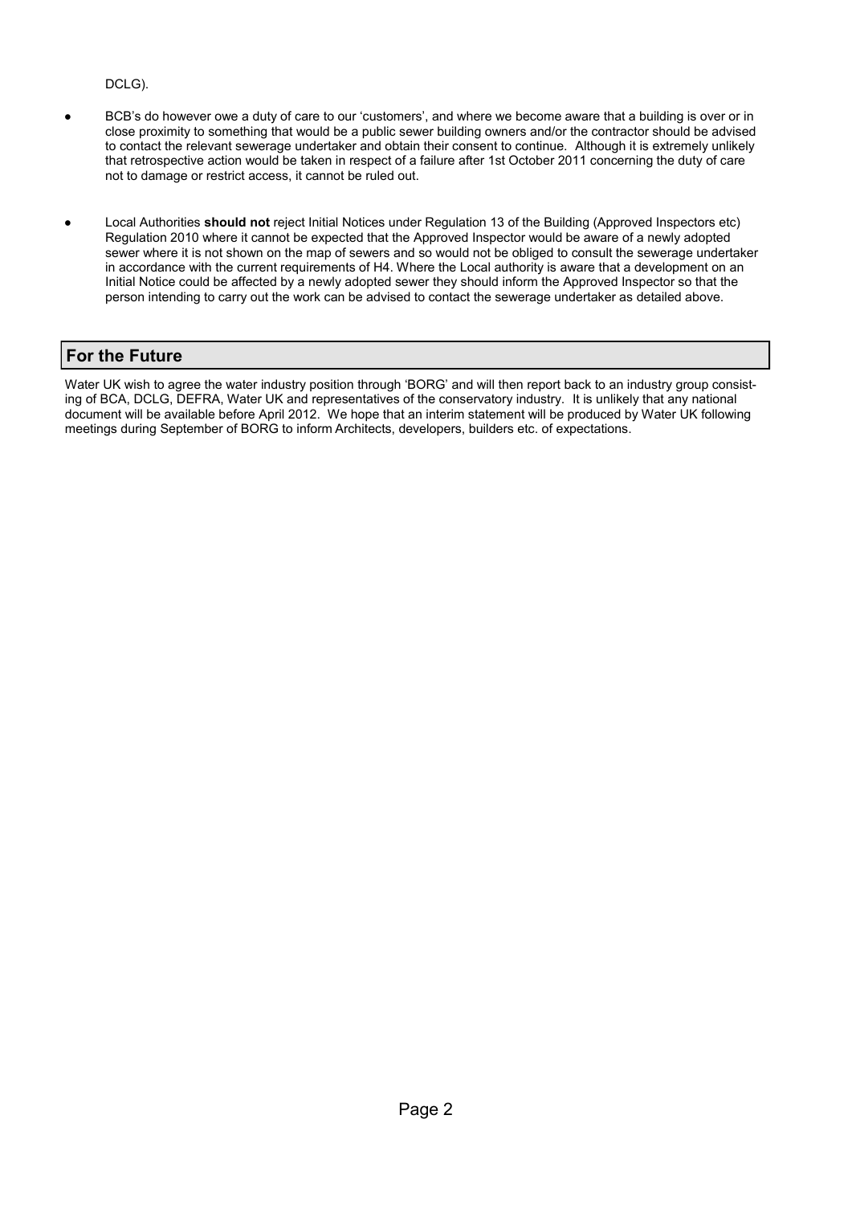DCLG).

- BCB's do however owe a duty of care to our 'customers', and where we become aware that a building is over or in close proximity to something that would be a public sewer building owners and/or the contractor should be advised to contact the relevant sewerage undertaker and obtain their consent to continue. Although it is extremely unlikely that retrospective action would be taken in respect of a failure after 1st October 2011 concerning the duty of care not to damage or restrict access, it cannot be ruled out.

- Local Authorities **should not** reject Initial Notices under Regulation 13 of the Building (Approved Inspectors etc) Regulation 2010 where it cannot be expected that the Approved Inspector would be aware of a newly adopted sewer where it is not shown on the map of sewers and so would not be obliged to consult the sewerage undertaker in accordance with the current requirements of H4. Where the Local authority is aware that a development on an Initial Notice could be affected by a newly adopted sewer they should inform the Approved Inspector so that the person intending to carry out the work can be advised to contact the sewerage undertaker as detailed above.

## For the Future

Water UK wish to agree the water industry position through 'BORG' and will then report back to an industry group consisting of BCA, DCLG, DEFRA, Water UK and representatives of the conservatory industry. It is unlikely that any national document will be available before April 2012. We hope that an interim statement will be produced by Water UK following meetings during September of BORG to inform Architects, developers, builders etc. of expectations.